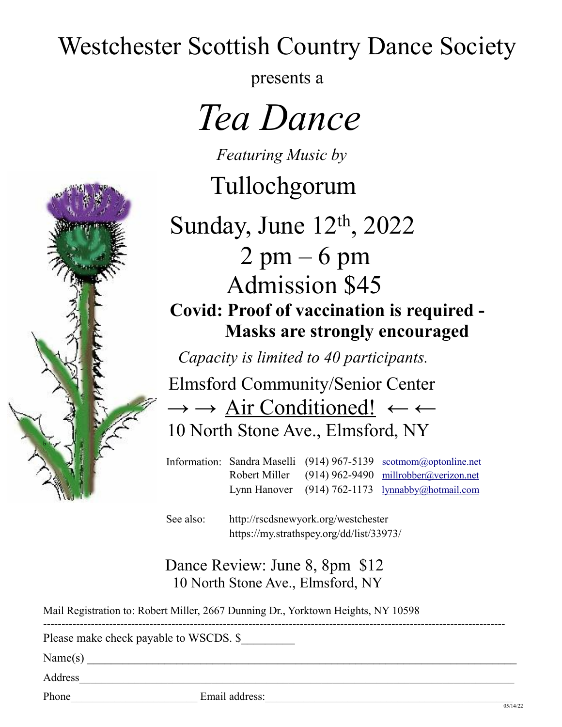# Westchester Scottish Country Dance Society

presents a

# *Tea Dance*

*Featuring Music by*

## Tullochgorum

## Sunday, June 12th, 2022

## 2 pm – 6 pm

## Admission $45

**Covid: Proof of vaccination is required - Masks are strongly encouraged**

*Capacity is limited to 40 participants.*

Elmsford Community/Senior Center

→ → Air Conditioned! ← ←

10 North Stone Ave., Elmsford, NY

| Information: | Sandra Maselli | (914) 967-5139 | scotmom@optonline.net |
|---|---|---|---|
| | Robert Miller | (914) 962-9490 | millrobber@verizon.net |
| | Lynn Hanover | (914) 762-1173 | lynnabby@hotmail.com |

See also: http://rscdsnewyork.org/westchester
https://my.strathspey.org/dd/list/33973/

Dance Review: June 8, 8pm $12
10 North Stone Ave., Elmsford, NY

Mail Registration to: Robert Miller, 2667 Dunning Dr., Yorktown Heights, NY 10598

---

Please make check payable to WSCDS. $_________

Name(s) ________________________________________________

Address ________________________________________________

Phone ______________________ Email address: ______________________________

05/14/22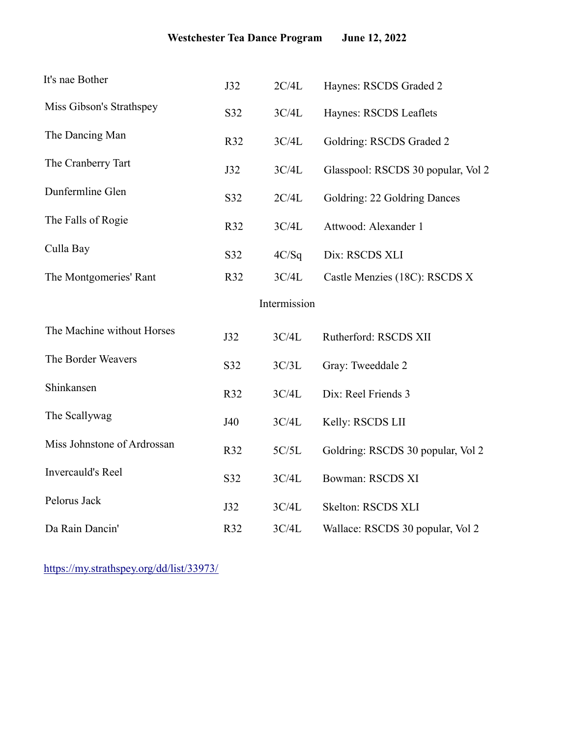# Westchester Tea Dance Program June 12, 2022

| | | | |
|---|---|---|---|
| It's nae Bother | J32 | 2C/4L | Haynes: RSCDS Graded 2 |
| Miss Gibson's Strathspey | S32 | 3C/4L | Haynes: RSCDS Leaflets |
| The Dancing Man | R32 | 3C/4L | Goldring: RSCDS Graded 2 |
| The Cranberry Tart | J32 | 3C/4L | Glasspool: RSCDS 30 popular, Vol 2 |
| Dunfermline Glen | S32 | 2C/4L | Goldring: 22 Goldring Dances |
| The Falls of Rogie | R32 | 3C/4L | Attwood: Alexander 1 |
| Culla Bay | S32 | 4C/Sq | Dix: RSCDS XLI |
| The Montgomeries' Rant | R32 | 3C/4L | Castle Menzies (18C): RSCDS X |
| | | Intermission | |
| The Machine without Horses | J32 | 3C/4L | Rutherford: RSCDS XII |
| The Border Weavers | S32 | 3C/3L | Gray: Tweeddale 2 |
| Shinkansen | R32 | 3C/4L | Dix: Reel Friends 3 |
| The Scallywag | J40 | 3C/4L | Kelly: RSCDS LII |
| Miss Johnstone of Ardrossan | R32 | 5C/5L | Goldring: RSCDS 30 popular, Vol 2 |
| Invercauld's Reel | S32 | 3C/4L | Bowman: RSCDS XI |
| Pelorus Jack | J32 | 3C/4L | Skelton: RSCDS XLI |
| Da Rain Dancin' | R32 | 3C/4L | Wallace: RSCDS 30 popular, Vol 2 |

https://my.strathspey.org/dd/list/33973/